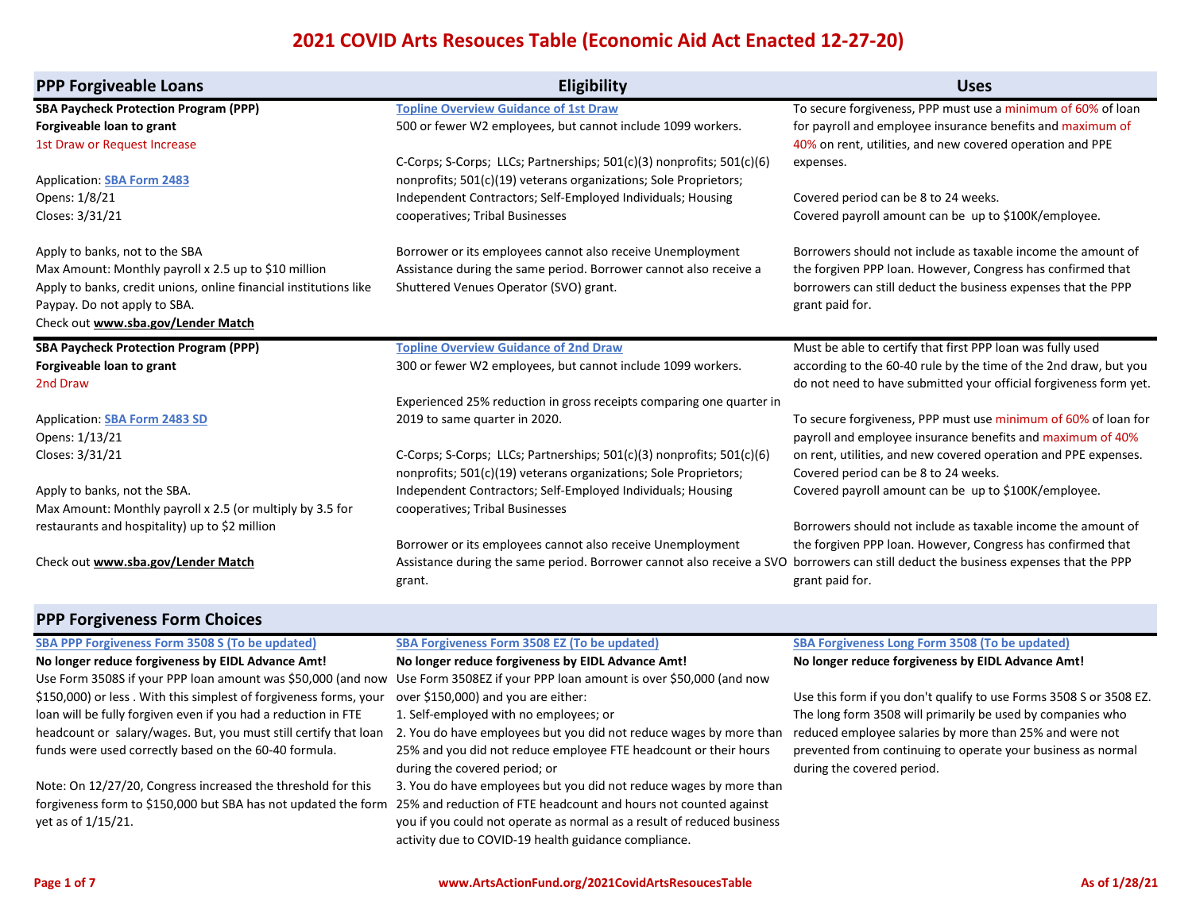# 2021 COVID Arts Resouces Table (Economic Aid Act Enacted 12-27-20)

| PPP Forgiveable Loans | Eligibility | Uses |
| --- | --- | --- |
| **SBA Paycheck Protection Program (PPP)**<br>**Forgiveable loan to grant**<br>1st Draw or Request Increase<br><br>Application: **SBA Form 2483**<br>Opens: 1/8/21<br>Closes: 3/31/21<br><br>Apply to banks, not to the SBA<br>Max Amount: Monthly payroll x 2.5 up to $10 million<br>Apply to banks, credit unions, online financial institutions like Paypay. Do not apply to SBA.<br>Check out **www.sba.gov/Lender Match** | **Topline Overview Guidance of 1st Draw**<br>500 or fewer W2 employees, but cannot include 1099 workers.<br><br>C-Corps; S-Corps; LLCs; Partnerships; 501(c)(3) nonprofits; 501(c)(6) nonprofits; 501(c)(19) veterans organizations; Sole Proprietors; Independent Contractors; Self-Employed Individuals; Housing cooperatives; Tribal Businesses<br><br>Borrower or its employees cannot also receive Unemployment Assistance during the same period. Borrower cannot also receive a Shuttered Venues Operator (SVO) grant. | To secure forgiveness, PPP must use a minimum of 60% of loan for payroll and employee insurance benefits and maximum of 40% on rent, utilities, and new covered operation and PPE expenses.<br><br>Covered period can be 8 to 24 weeks.<br>Covered payroll amount can be up to $100K/employee.<br><br>Borrowers should not include as taxable income the amount of the forgiven PPP loan. However, Congress has confirmed that borrowers can still deduct the business expenses that the PPP grant paid for. |
| **SBA Paycheck Protection Program (PPP)**<br>**Forgiveable loan to grant**<br>2nd Draw<br><br>Application: **SBA Form 2483 SD**<br>Opens: 1/13/21<br>Closes: 3/31/21<br><br>Apply to banks, not the SBA.<br>Max Amount: Monthly payroll x 2.5 (or multiply by 3.5 for restaurants and hospitality) up to $2 million<br><br>Check out **www.sba.gov/Lender Match** | **Topline Overview Guidance of 2nd Draw**<br>300 or fewer W2 employees, but cannot include 1099 workers.<br><br>Experienced 25% reduction in gross receipts comparing one quarter in 2019 to same quarter in 2020.<br><br>C-Corps; S-Corps; LLCs; Partnerships; 501(c)(3) nonprofits; 501(c)(6) nonprofits; 501(c)(19) veterans organizations; Sole Proprietors; Independent Contractors; Self-Employed Individuals; Housing cooperatives; Tribal Businesses<br><br>Borrower or its employees cannot also receive Unemployment Assistance during the same period. Borrower cannot also receive a SVO grant. | Must be able to certify that first PPP loan was fully used according to the 60-40 rule by the time of the 2nd draw, but you do not need to have submitted your official forgiveness form yet.<br><br>To secure forgiveness, PPP must use minimum of 60% of loan for payroll and employee insurance benefits and maximum of 40% on rent, utilities, and new covered operation and PPE expenses.<br>Covered period can be 8 to 24 weeks.<br>Covered payroll amount can be up to $100K/employee.<br><br>Borrowers should not include as taxable income the amount of the forgiven PPP loan. However, Congress has confirmed that borrowers can still deduct the business expenses that the PPP grant paid for. |

## PPP Forgiveness Form Choices

| SBA PPP Forgiveness Form 3508 S (To be updated) | SBA Forgiveness Form 3508 EZ (To be updated) | SBA Forgiveness Long Form 3508 (To be updated) |
| --- | --- | --- |
| **No longer reduce forgiveness by EIDL Advance Amt!**<br>Use Form 3508S if your PPP loan amount was $50,000 (and now $150,000) or less . With this simplest of forgiveness forms, your loan will be fully forgiven even if you had a reduction in FTE headcount or salary/wages. But, you must still certify that loan funds were used correctly based on the 60-40 formula.<br><br>Note: On 12/27/20, Congress increased the threshold for this forgiveness form to $150,000 but SBA has not updated the form yet as of 1/15/21. | **No longer reduce forgiveness by EIDL Advance Amt!**<br>Use Form 3508EZ if your PPP loan amount is over $50,000 (and now over $150,000) and you are either:<br>1. Self-employed with no employees; or<br>2. You do have employees but you did not reduce wages by more than 25% and you did not reduce employee FTE headcount or their hours during the covered period; or<br>3. You do have employees but you did not reduce wages by more than 25% and reduction of FTE headcount and hours not counted against you if you could not operate as normal as a result of reduced business activity due to COVID-19 health guidance compliance. | **No longer reduce forgiveness by EIDL Advance Amt!**<br><br>Use this form if you don't qualify to use Forms 3508 S or 3508 EZ. The long form 3508 will primarily be used by companies who reduced employee salaries by more than 25% and were not prevented from continuing to operate your business as normal during the covered period. |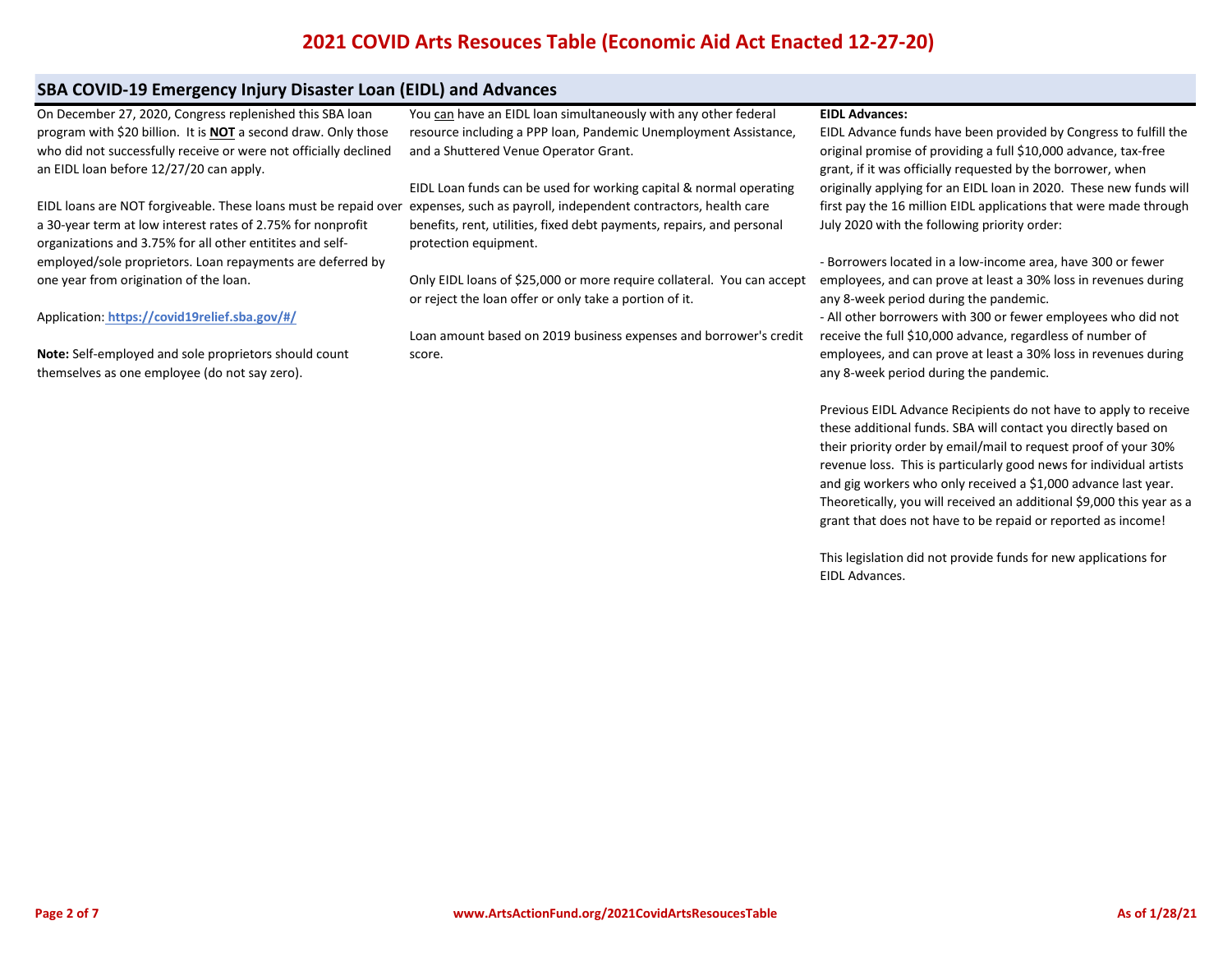# 2021 COVID Arts Resouces Table (Economic Aid Act Enacted 12-27-20)

## SBA COVID-19 Emergency Injury Disaster Loan (EIDL) and Advances

On December 27, 2020, Congress replenished this SBA loan program with $20 billion. It is **NOT** a second draw. Only those who did not successfully receive or were not officially declined an EIDL loan before 12/27/20 can apply.

EIDL loans are NOT forgiveable. These loans must be repaid over a 30-year term at low interest rates of 2.75% for nonprofit organizations and 3.75% for all other entitites and self-employed/sole proprietors. Loan repayments are deferred by one year from origination of the loan.

Application: **https://covid19relief.sba.gov/#/**

**Note:** Self-employed and sole proprietors should count themselves as one employee (do not say zero).

You can have an EIDL loan simultaneously with any other federal resource including a PPP loan, Pandemic Unemployment Assistance, and a Shuttered Venue Operator Grant.

EIDL Loan funds can be used for working capital & normal operating expenses, such as payroll, independent contractors, health care benefits, rent, utilities, fixed debt payments, repairs, and personal protection equipment.

Only EIDL loans of $25,000 or more require collateral. You can accept or reject the loan offer or only take a portion of it.

Loan amount based on 2019 business expenses and borrower's credit score.

**EIDL Advances:**

EIDL Advance funds have been provided by Congress to fulfill the original promise of providing a full $10,000 advance, tax-free grant, if it was officially requested by the borrower, when originally applying for an EIDL loan in 2020. These new funds will first pay the 16 million EIDL applications that were made through July 2020 with the following priority order:

- Borrowers located in a low-income area, have 300 or fewer employees, and can prove at least a 30% loss in revenues during any 8-week period during the pandemic.
- All other borrowers with 300 or fewer employees who did not receive the full $10,000 advance, regardless of number of employees, and can prove at least a 30% loss in revenues during any 8-week period during the pandemic.

Previous EIDL Advance Recipients do not have to apply to receive these additional funds. SBA will contact you directly based on their priority order by email/mail to request proof of your 30% revenue loss. This is particularly good news for individual artists and gig workers who only received a $1,000 advance last year. Theoretically, you will received an additional $9,000 this year as a grant that does not have to be repaid or reported as income!

This legislation did not provide funds for new applications for EIDL Advances.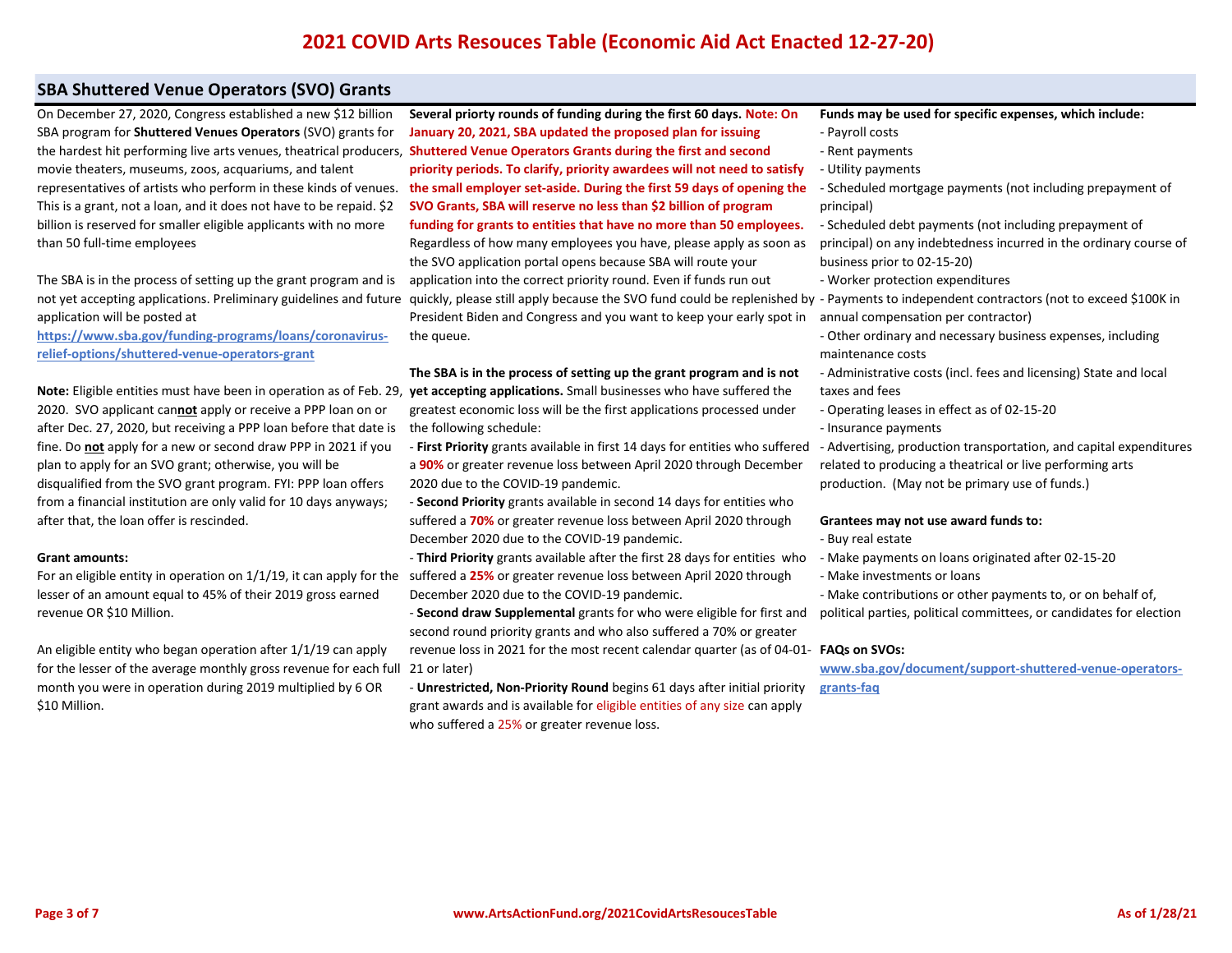# 2021 COVID Arts Resouces Table (Economic Aid Act Enacted 12-27-20)

## SBA Shuttered Venue Operators (SVO) Grants

On December 27, 2020, Congress established a new $12 billion SBA program for **Shuttered Venues Operators** (SVO) grants for the hardest hit performing live arts venues, theatrical producers, movie theaters, museums, zoos, acquariums, and talent representatives of artists who perform in these kinds of venues. This is a grant, not a loan, and it does not have to be repaid. $2 billion is reserved for smaller eligible applicants with no more than 50 full-time employees

The SBA is in the process of setting up the grant program and is not yet accepting applications. Preliminary guidelines and future application will be posted at https://www.sba.gov/funding-programs/loans/coronavirus-relief-options/shuttered-venue-operators-grant

**Note:** Eligible entities must have been in operation as of Feb. 29, 2020. SVO applicant can**not** apply or receive a PPP loan on or after Dec. 27, 2020, but receiving a PPP loan before that date is fine. Do **not** apply for a new or second draw PPP in 2021 if you plan to apply for an SVO grant; otherwise, you will be disqualified from the SVO grant program. FYI: PPP loan offers from a financial institution are only valid for 10 days anyways; after that, the loan offer is rescinded.

**Grant amounts:**
For an eligible entity in operation on 1/1/19, it can apply for the lesser of an amount equal to 45% of their 2019 gross earned revenue OR $10 Million.

An eligible entity who began operation after 1/1/19 can apply for the lesser of the average monthly gross revenue for each full month you were in operation during 2019 multiplied by 6 OR $10 Million.

**Several priority rounds of funding during the first 60 days. Note: On January 20, 2021, SBA updated the proposed plan for issuing Shuttered Venue Operators Grants during the first and second priority periods. To clarify, priority awardees will not need to satisfy the small employer set-aside. During the first 59 days of opening the SVO Grants, SBA will reserve no less than $2 billion of program funding for grants to entities that have no more than 50 employees.** Regardless of how many employees you have, please apply as soon as the SVO application portal opens because SBA will route your application into the correct priority round. Even if funds run out quickly, please still apply because the SVO fund could be replenished by President Biden and Congress and you want to keep your early spot in the queue.

**The SBA is in the process of setting up the grant program and is not yet accepting applications.** Small businesses who have suffered the greatest economic loss will be the first applications processed under the following schedule:

- **First Priority** grants available in first 14 days for entities who suffered a **90%** or greater revenue loss between April 2020 through December 2020 due to the COVID-19 pandemic.
- **Second Priority** grants available in second 14 days for entities who suffered a **70%** or greater revenue loss between April 2020 through December 2020 due to the COVID-19 pandemic.
- **Third Priority** grants available after the first 28 days for entities who suffered a **25%** or greater revenue loss between April 2020 through December 2020 due to the COVID-19 pandemic.
- **Second draw Supplemental** grants for who were eligible for first and second round priority grants and who also suffered a 70% or greater revenue loss in 2021 for the most recent calendar quarter (as of 04-01-21 or later)
- **Unrestricted, Non-Priority Round** begins 61 days after initial priority grant awards and is available for eligible entities of any size can apply who suffered a 25% or greater revenue loss.

**Funds may be used for specific expenses, which include:**

- Payroll costs
- Rent payments
- Utility payments
- Scheduled mortgage payments (not including prepayment of principal)
- Scheduled debt payments (not including prepayment of principal) on any indebtedness incurred in the ordinary course of business prior to 02-15-20)
- Worker protection expenditures
- Payments to independent contractors (not to exceed $100K in annual compensation per contractor)
- Other ordinary and necessary business expenses, including maintenance costs
- Administrative costs (incl. fees and licensing) State and local taxes and fees
- Operating leases in effect as of 02-15-20
- Insurance payments
- Advertising, production transportation, and capital expenditures related to producing a theatrical or live performing arts production. (May not be primary use of funds.)

**Grantees may not use award funds to:**

- Buy real estate
- Make payments on loans originated after 02-15-20
- Make investments or loans
- Make contributions or other payments to, or on behalf of, political parties, political committees, or candidates for election

**FAQs on SVOs:**
www.sba.gov/document/support-shuttered-venue-operators-grants-faq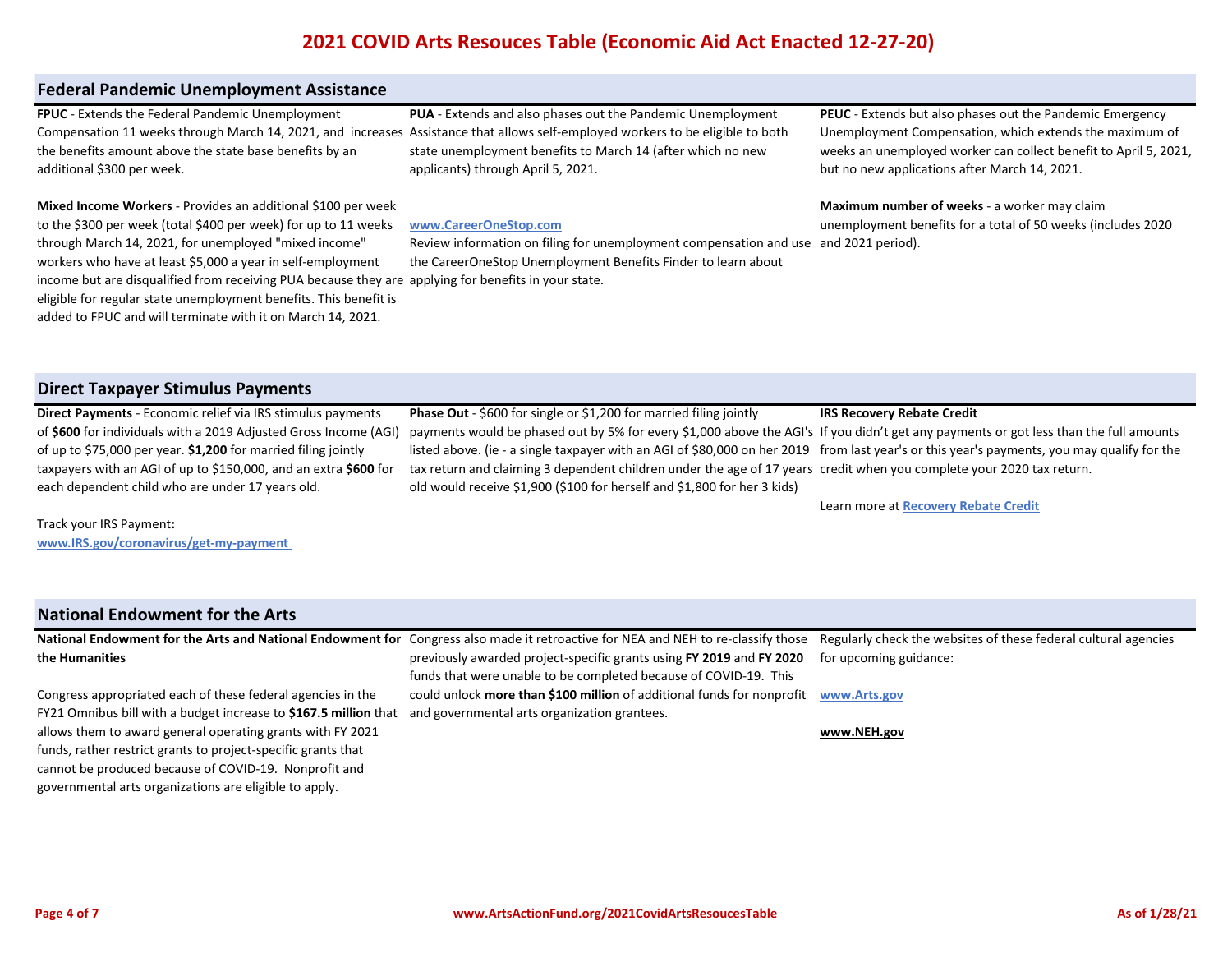# 2021 COVID Arts Resouces Table (Economic Aid Act Enacted 12-27-20)

## Federal Pandemic Unemployment Assistance

**FPUC** - Extends the Federal Pandemic Unemployment Compensation 11 weeks through March 14, 2021, and increases the benefits amount above the state base benefits by an additional $300 per week.

**Mixed Income Workers** - Provides an additional $100 per week to the $300 per week (total $400 per week) for up to 11 weeks through March 14, 2021, for unemployed "mixed income" workers who have at least $5,000 a year in self-employment income but are disqualified from receiving PUA because they are eligible for regular state unemployment benefits. This benefit is added to FPUC and will terminate with it on March 14, 2021.

**PUA** - Extends and also phases out the Pandemic Unemployment Assistance that allows self-employed workers to be eligible to both state unemployment benefits to March 14 (after which no new applicants) through April 5, 2021.

**www.CareerOneStop.com**
Review information on filing for unemployment compensation and use the CareerOneStop Unemployment Benefits Finder to learn about applying for benefits in your state.

**PEUC** - Extends but also phases out the Pandemic Emergency Unemployment Compensation, which extends the maximum of weeks an unemployed worker can collect benefit to April 5, 2021, but no new applications after March 14, 2021.

**Maximum number of weeks** - a worker may claim unemployment benefits for a total of 50 weeks (includes 2020 and 2021 period).

## Direct Taxpayer Stimulus Payments

**Direct Payments** - Economic relief via IRS stimulus payments of **$600** for individuals with a 2019 Adjusted Gross Income (AGI) of up to $75,000 per year. **$1,200** for married filing jointly taxpayers with an AGI of up to $150,000, and an extra **$600** for each dependent child who are under 17 years old.

Track your IRS Payment**:**
**www.IRS.gov/coronavirus/get-my-payment**

**Phase Out** - $600 for single or $1,200 for married filing jointly payments would be phased out by 5% for every $1,000 above the AGI's listed above. (ie - a single taxpayer with an AGI of $80,000 on her 2019 tax return and claiming 3 dependent children under the age of 17 years old would receive $1,900 ($100 for herself and $1,800 for her 3 kids)

**IRS Recovery Rebate Credit**
If you didn't get any payments or got less than the full amounts from last year's or this year's payments, you may qualify for the credit when you complete your 2020 tax return.

Learn more at **Recovery Rebate Credit**

## National Endowment for the Arts

**National Endowment for the Arts and National Endowment for the Humanities**

Congress appropriated each of these federal agencies in the FY21 Omnibus bill with a budget increase to **$167.5 million** that allows them to award general operating grants with FY 2021 funds, rather restrict grants to project-specific grants that cannot be produced because of COVID-19. Nonprofit and governmental arts organizations are eligible to apply.

Congress also made it retroactive for NEA and NEH to re-classify those previously awarded project-specific grants using **FY 2019** and **FY 2020** funds that were unable to be completed because of COVID-19. This could unlock **more than $100 million** of additional funds for nonprofit and governmental arts organization grantees.

Regularly check the websites of these federal cultural agencies for upcoming guidance:

**www.Arts.gov**

**www.NEH.gov**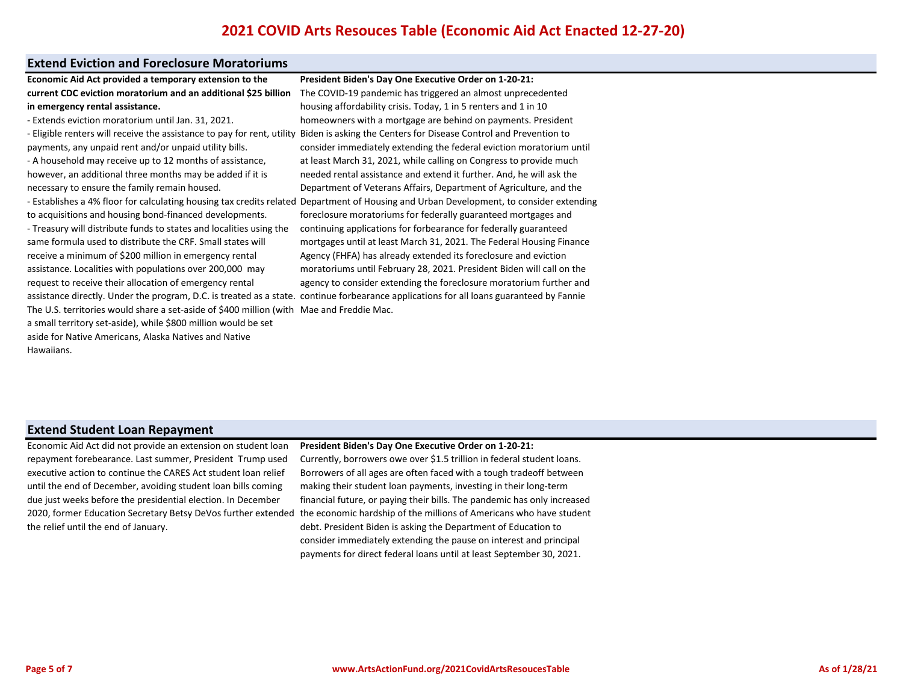# 2021 COVID Arts Resouces Table (Economic Aid Act Enacted 12-27-20)

## Extend Eviction and Foreclosure Moratoriums

**Economic Aid Act provided a temporary extension to the current CDC eviction moratorium and an additional $25 billion in emergency rental assistance.**

- Extends eviction moratorium until Jan. 31, 2021.
- Eligible renters will receive the assistance to pay for rent, utility payments, any unpaid rent and/or unpaid utility bills.
- A household may receive up to 12 months of assistance, however, an additional three months may be added if it is necessary to ensure the family remain housed.
- Establishes a 4% floor for calculating housing tax credits related to acquisitions and housing bond-financed developments.
- Treasury will distribute funds to states and localities using the same formula used to distribute the CRF. Small states will receive a minimum of $200 million in emergency rental assistance. Localities with populations over 200,000 may request to receive their allocation of emergency rental assistance directly. Under the program, D.C. is treated as a state. The U.S. territories would share a set-aside of $400 million (with a small territory set-aside), while $800 million would be set aside for Native Americans, Alaska Natives and Native Hawaiians.

**President Biden's Day One Executive Order on 1-20-21:**

The COVID-19 pandemic has triggered an almost unprecedented housing affordability crisis. Today, 1 in 5 renters and 1 in 10 homeowners with a mortgage are behind on payments. President Biden is asking the Centers for Disease Control and Prevention to consider immediately extending the federal eviction moratorium until at least March 31, 2021, while calling on Congress to provide much needed rental assistance and extend it further. And, he will ask the Department of Veterans Affairs, Department of Agriculture, and the Department of Housing and Urban Development, to consider extending foreclosure moratoriums for federally guaranteed mortgages and continuing applications for forbearance for federally guaranteed mortgages until at least March 31, 2021. The Federal Housing Finance Agency (FHFA) has already extended its foreclosure and eviction moratoriums until February 28, 2021. President Biden will call on the agency to consider extending the foreclosure moratorium further and continue forbearance applications for all loans guaranteed by Fannie Mae and Freddie Mac.

## Extend Student Loan Repayment

Economic Aid Act did not provide an extension on student loan repayment forebearance. Last summer, President Trump used executive action to continue the CARES Act student loan relief until the end of December, avoiding student loan bills coming due just weeks before the presidential election. In December 2020, former Education Secretary Betsy DeVos further extended the relief until the end of January.

**President Biden's Day One Executive Order on 1-20-21:**

Currently, borrowers owe over $1.5 trillion in federal student loans. Borrowers of all ages are often faced with a tough tradeoff between making their student loan payments, investing in their long-term financial future, or paying their bills. The pandemic has only increased the economic hardship of the millions of Americans who have student debt. President Biden is asking the Department of Education to consider immediately extending the pause on interest and principal payments for direct federal loans until at least September 30, 2021.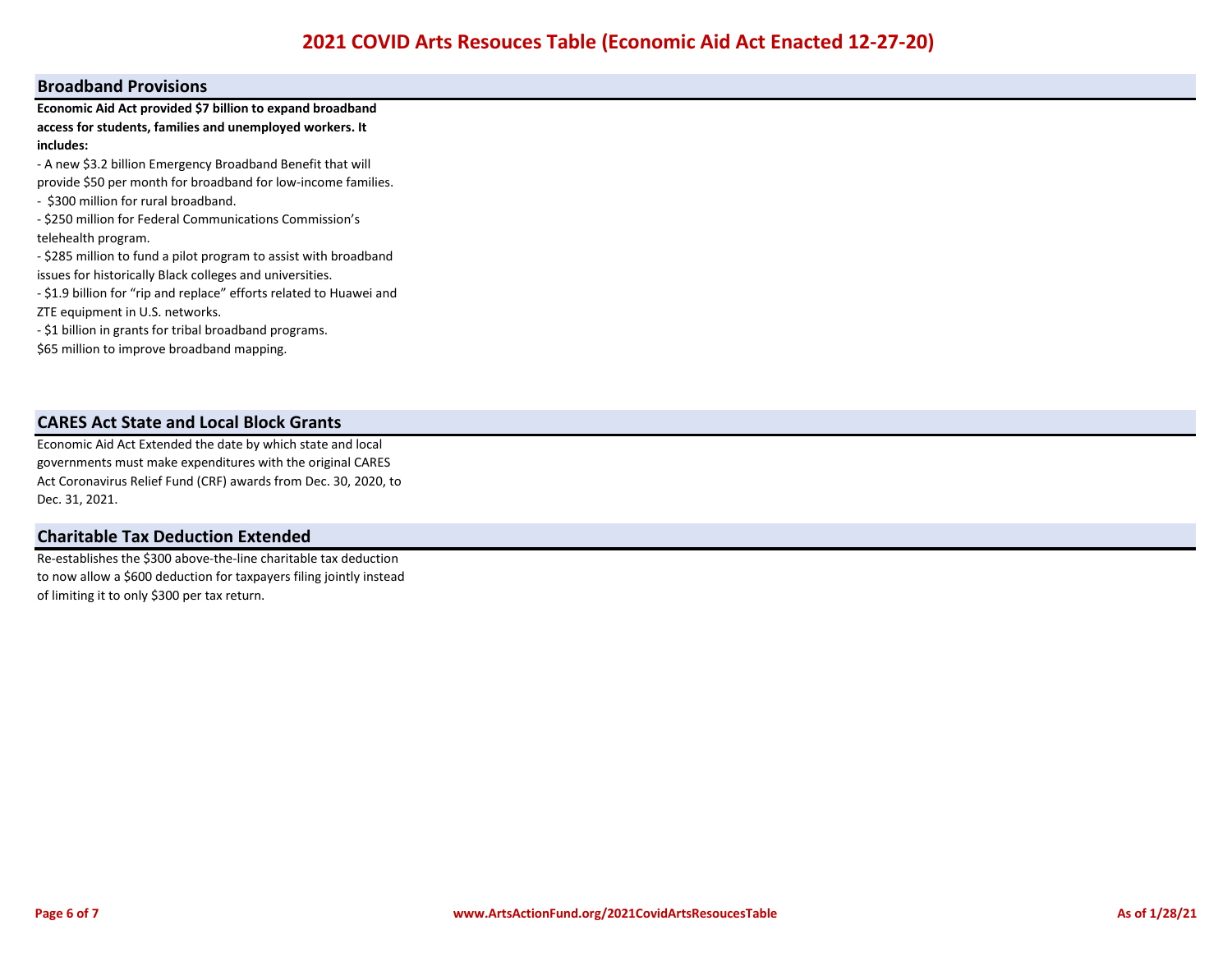# 2021 COVID Arts Resouces Table (Economic Aid Act Enacted 12-27-20)

## Broadband Provisions

**Economic Aid Act provided $7 billion to expand broadband access for students, families and unemployed workers. It includes:**

- A new $3.2 billion Emergency Broadband Benefit that will provide $50 per month for broadband for low-income families.
- $300 million for rural broadband.
- $250 million for Federal Communications Commission's telehealth program.
- $285 million to fund a pilot program to assist with broadband issues for historically Black colleges and universities.
- $1.9 billion for "rip and replace" efforts related to Huawei and ZTE equipment in U.S. networks.
- $1 billion in grants for tribal broadband programs.

$65 million to improve broadband mapping.

## CARES Act State and Local Block Grants

Economic Aid Act Extended the date by which state and local governments must make expenditures with the original CARES Act Coronavirus Relief Fund (CRF) awards from Dec. 30, 2020, to Dec. 31, 2021.

## Charitable Tax Deduction Extended

Re-establishes the $300 above-the-line charitable tax deduction to now allow a $600 deduction for taxpayers filing jointly instead of limiting it to only $300 per tax return.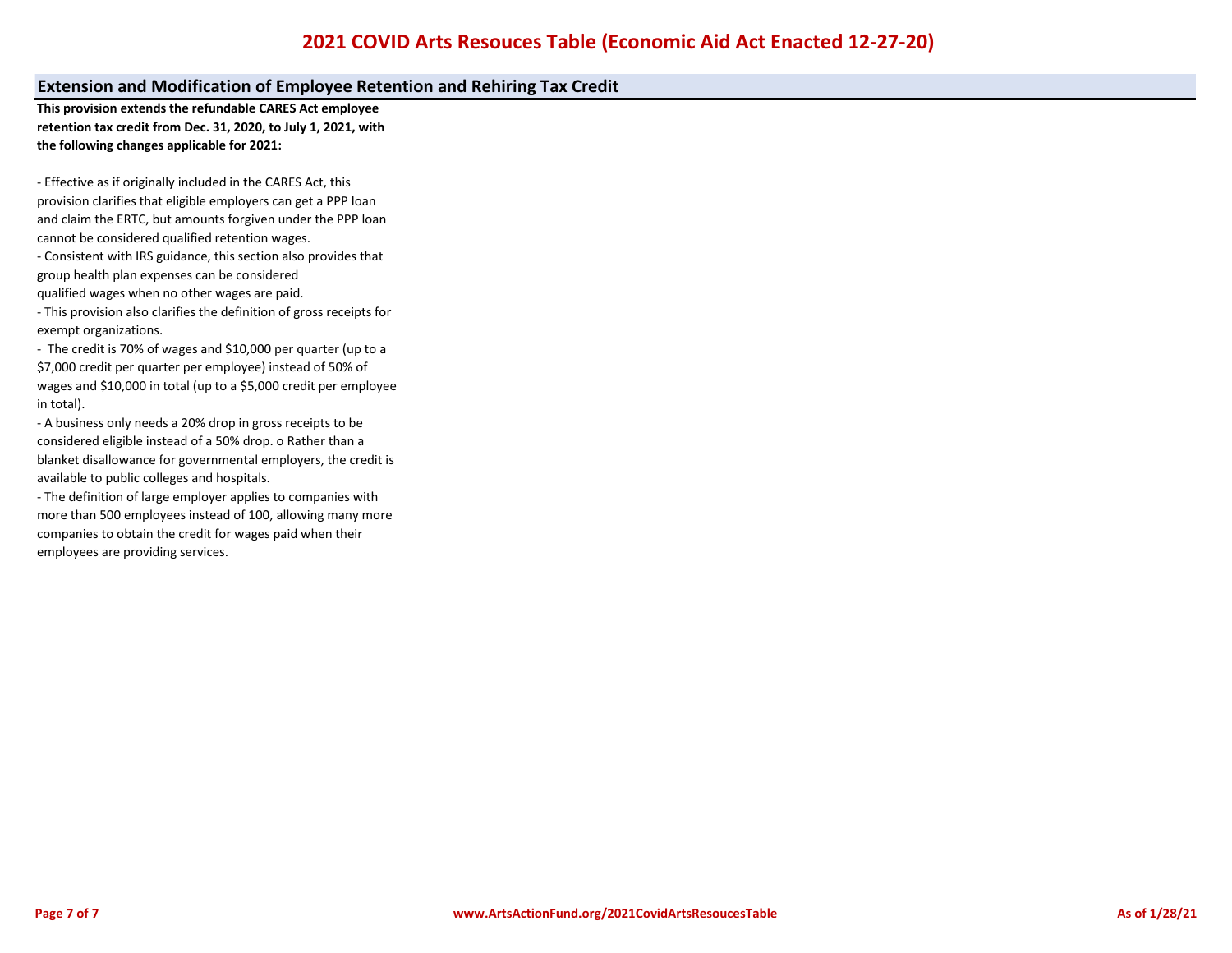# 2021 COVID Arts Resouces Table (Economic Aid Act Enacted 12-27-20)

## Extension and Modification of Employee Retention and Rehiring Tax Credit

**This provision extends the refundable CARES Act employee retention tax credit from Dec. 31, 2020, to July 1, 2021, with the following changes applicable for 2021:**

- Effective as if originally included in the CARES Act, this provision clarifies that eligible employers can get a PPP loan and claim the ERTC, but amounts forgiven under the PPP loan cannot be considered qualified retention wages.
- Consistent with IRS guidance, this section also provides that group health plan expenses can be considered qualified wages when no other wages are paid.
- This provision also clarifies the definition of gross receipts for exempt organizations.
- The credit is 70% of wages and $10,000 per quarter (up to a $7,000 credit per quarter per employee) instead of 50% of wages and $10,000 in total (up to a $5,000 credit per employee in total).
- A business only needs a 20% drop in gross receipts to be considered eligible instead of a 50% drop. o Rather than a blanket disallowance for governmental employers, the credit is available to public colleges and hospitals.
- The definition of large employer applies to companies with more than 500 employees instead of 100, allowing many more companies to obtain the credit for wages paid when their employees are providing services.